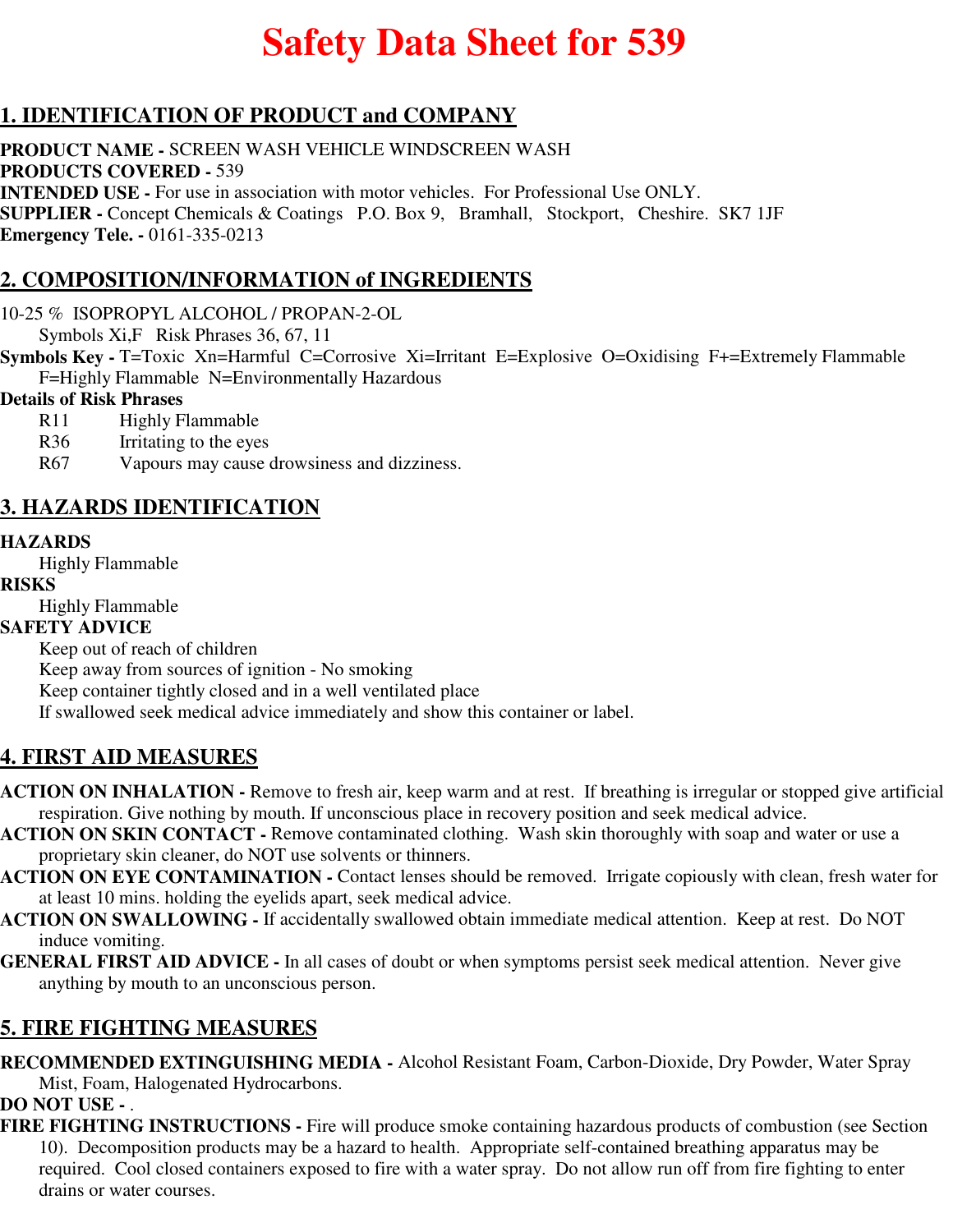# Safety Data Sheet for 539

## 1. IDENTIFICATION OF PRODUCT and COMPANY

**PRODUCT NAME -** SCREEN WASH VEHICLE WINDSCREEN WASH
**PRODUCTS COVERED -** 539
**INTENDED USE -** For use in association with motor vehicles. For Professional Use ONLY.
**SUPPLIER -** Concept Chemicals & Coatings P.O. Box 9, Bramhall, Stockport, Cheshire. SK7 1JF
**Emergency Tele. -** 0161-335-0213

## 2. COMPOSITION/INFORMATION of INGREDIENTS

10-25 % ISOPROPYL ALCOHOL / PROPAN-2-OL
Symbols Xi,F Risk Phrases 36, 67, 11

**Symbols Key -** T=Toxic Xn=Harmful C=Corrosive Xi=Irritant E=Explosive O=Oxidising F+=Extremely Flammable F=Highly Flammable N=Environmentally Hazardous

**Details of Risk Phrases**

R11 Highly Flammable
R36 Irritating to the eyes
R67 Vapours may cause drowsiness and dizziness.

## 3. HAZARDS IDENTIFICATION

**HAZARDS**
Highly Flammable

**RISKS**
Highly Flammable

**SAFETY ADVICE**
Keep out of reach of children
Keep away from sources of ignition - No smoking
Keep container tightly closed and in a well ventilated place
If swallowed seek medical advice immediately and show this container or label.

## 4. FIRST AID MEASURES

**ACTION ON INHALATION -** Remove to fresh air, keep warm and at rest. If breathing is irregular or stopped give artificial respiration. Give nothing by mouth. If unconscious place in recovery position and seek medical advice.

**ACTION ON SKIN CONTACT -** Remove contaminated clothing. Wash skin thoroughly with soap and water or use a proprietary skin cleaner, do NOT use solvents or thinners.

**ACTION ON EYE CONTAMINATION -** Contact lenses should be removed. Irrigate copiously with clean, fresh water for at least 10 mins. holding the eyelids apart, seek medical advice.

**ACTION ON SWALLOWING -** If accidentally swallowed obtain immediate medical attention. Keep at rest. Do NOT induce vomiting.

**GENERAL FIRST AID ADVICE -** In all cases of doubt or when symptoms persist seek medical attention. Never give anything by mouth to an unconscious person.

## 5. FIRE FIGHTING MEASURES

**RECOMMENDED EXTINGUISHING MEDIA -** Alcohol Resistant Foam, Carbon-Dioxide, Dry Powder, Water Spray Mist, Foam, Halogenated Hydrocarbons.

**DO NOT USE -** .

**FIRE FIGHTING INSTRUCTIONS -** Fire will produce smoke containing hazardous products of combustion (see Section 10). Decomposition products may be a hazard to health. Appropriate self-contained breathing apparatus may be required. Cool closed containers exposed to fire with a water spray. Do not allow run off from fire fighting to enter drains or water courses.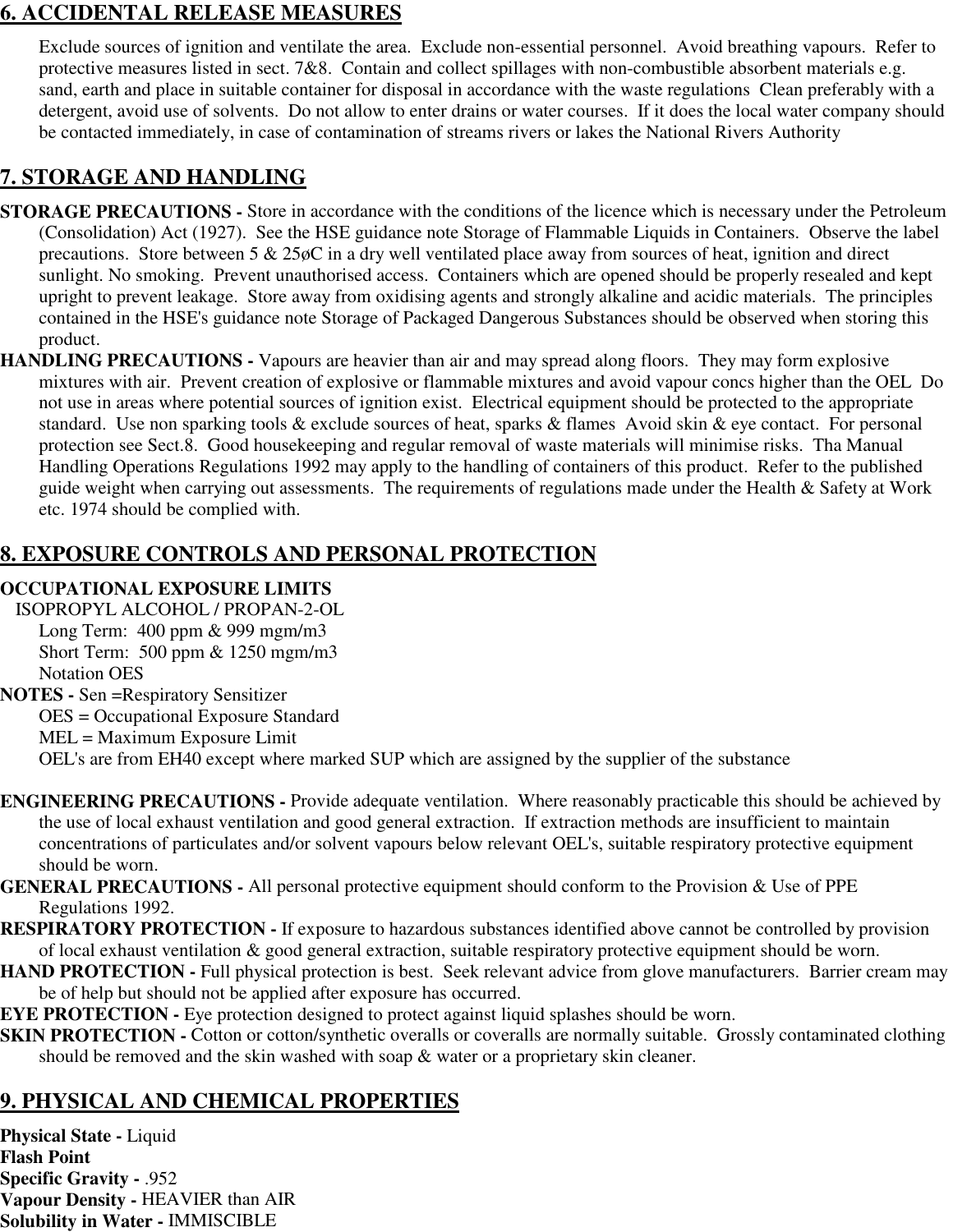## 6. ACCIDENTAL RELEASE MEASURES

Exclude sources of ignition and ventilate the area. Exclude non-essential personnel. Avoid breathing vapours. Refer to protective measures listed in sect. 7&8. Contain and collect spillages with non-combustible absorbent materials e.g. sand, earth and place in suitable container for disposal in accordance with the waste regulations Clean preferably with a detergent, avoid use of solvents. Do not allow to enter drains or water courses. If it does the local water company should be contacted immediately, in case of contamination of streams rivers or lakes the National Rivers Authority

## 7. STORAGE AND HANDLING

**STORAGE PRECAUTIONS -** Store in accordance with the conditions of the licence which is necessary under the Petroleum (Consolidation) Act (1927). See the HSE guidance note Storage of Flammable Liquids in Containers. Observe the label precautions. Store between 5 & 25øC in a dry well ventilated place away from sources of heat, ignition and direct sunlight. No smoking. Prevent unauthorised access. Containers which are opened should be properly resealed and kept upright to prevent leakage. Store away from oxidising agents and strongly alkaline and acidic materials. The principles contained in the HSE's guidance note Storage of Packaged Dangerous Substances should be observed when storing this product.

**HANDLING PRECAUTIONS -** Vapours are heavier than air and may spread along floors. They may form explosive mixtures with air. Prevent creation of explosive or flammable mixtures and avoid vapour concs higher than the OEL Do not use in areas where potential sources of ignition exist. Electrical equipment should be protected to the appropriate standard. Use non sparking tools & exclude sources of heat, sparks & flames Avoid skin & eye contact. For personal protection see Sect.8. Good housekeeping and regular removal of waste materials will minimise risks. Tha Manual Handling Operations Regulations 1992 may apply to the handling of containers of this product. Refer to the published guide weight when carrying out assessments. The requirements of regulations made under the Health & Safety at Work etc. 1974 should be complied with.

## 8. EXPOSURE CONTROLS AND PERSONAL PROTECTION

**OCCUPATIONAL EXPOSURE LIMITS**

ISOPROPYL ALCOHOL / PROPAN-2-OL

Long Term: 400 ppm & 999 mgm/m3
Short Term: 500 ppm & 1250 mgm/m3
Notation OES

**NOTES -** Sen =Respiratory Sensitizer
OES = Occupational Exposure Standard
MEL = Maximum Exposure Limit
OEL's are from EH40 except where marked SUP which are assigned by the supplier of the substance

**ENGINEERING PRECAUTIONS -** Provide adequate ventilation. Where reasonably practicable this should be achieved by the use of local exhaust ventilation and good general extraction. If extraction methods are insufficient to maintain concentrations of particulates and/or solvent vapours below relevant OEL's, suitable respiratory protective equipment should be worn.

**GENERAL PRECAUTIONS -** All personal protective equipment should conform to the Provision & Use of PPE Regulations 1992.

**RESPIRATORY PROTECTION -** If exposure to hazardous substances identified above cannot be controlled by provision of local exhaust ventilation & good general extraction, suitable respiratory protective equipment should be worn.

**HAND PROTECTION -** Full physical protection is best. Seek relevant advice from glove manufacturers. Barrier cream may be of help but should not be applied after exposure has occurred.

**EYE PROTECTION -** Eye protection designed to protect against liquid splashes should be worn.

**SKIN PROTECTION -** Cotton or cotton/synthetic overalls or coveralls are normally suitable. Grossly contaminated clothing should be removed and the skin washed with soap & water or a proprietary skin cleaner.

## 9. PHYSICAL AND CHEMICAL PROPERTIES

**Physical State -** Liquid
**Flash Point**
**Specific Gravity -** .952
**Vapour Density -** HEAVIER than AIR
**Solubility in Water -** IMMISCIBLE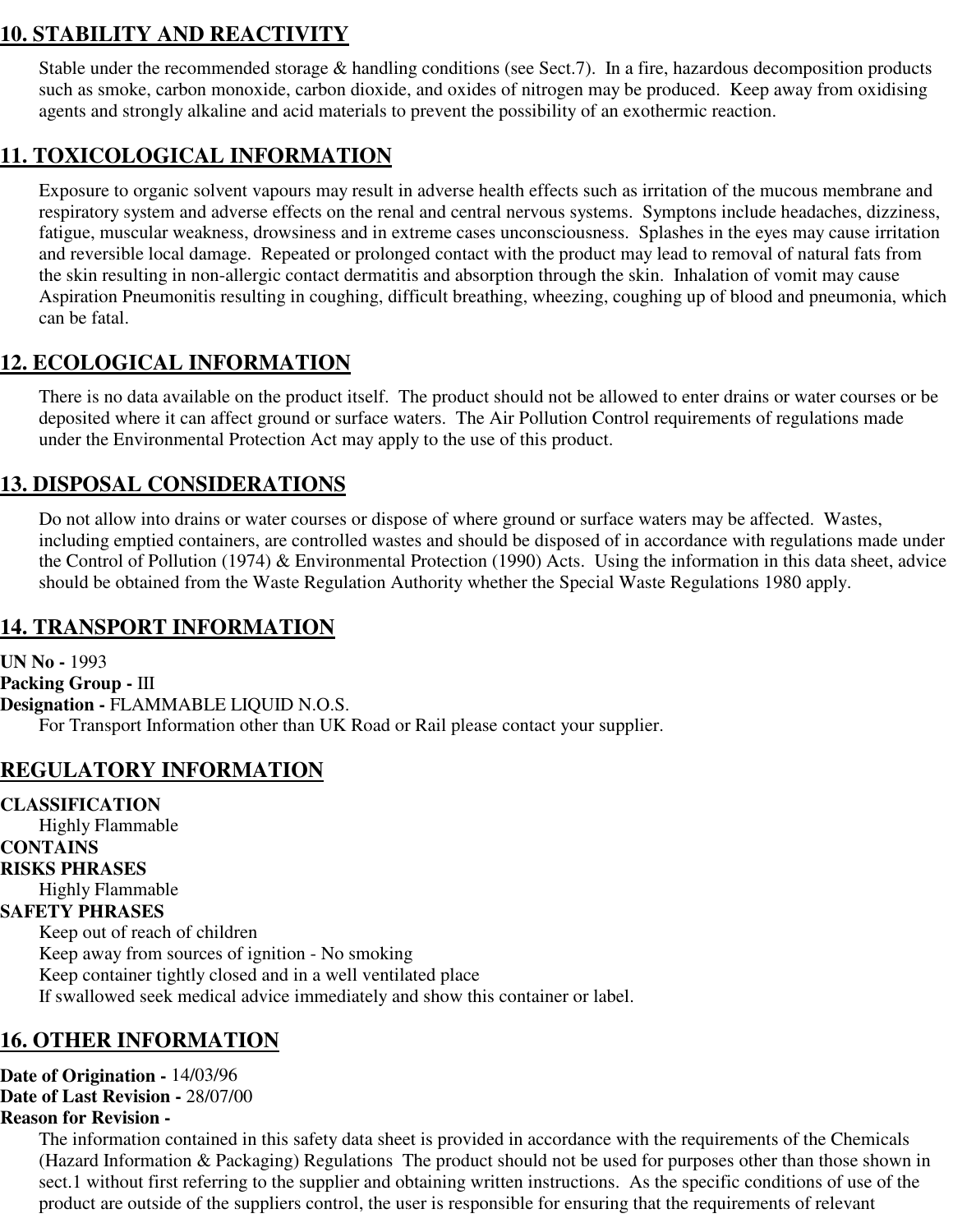## 10. STABILITY AND REACTIVITY

Stable under the recommended storage & handling conditions (see Sect.7). In a fire, hazardous decomposition products such as smoke, carbon monoxide, carbon dioxide, and oxides of nitrogen may be produced. Keep away from oxidising agents and strongly alkaline and acid materials to prevent the possibility of an exothermic reaction.

## 11. TOXICOLOGICAL INFORMATION

Exposure to organic solvent vapours may result in adverse health effects such as irritation of the mucous membrane and respiratory system and adverse effects on the renal and central nervous systems. Symptons include headaches, dizziness, fatigue, muscular weakness, drowsiness and in extreme cases unconsciousness. Splashes in the eyes may cause irritation and reversible local damage. Repeated or prolonged contact with the product may lead to removal of natural fats from the skin resulting in non-allergic contact dermatitis and absorption through the skin. Inhalation of vomit may cause Aspiration Pneumonitis resulting in coughing, difficult breathing, wheezing, coughing up of blood and pneumonia, which can be fatal.

## 12. ECOLOGICAL INFORMATION

There is no data available on the product itself. The product should not be allowed to enter drains or water courses or be deposited where it can affect ground or surface waters. The Air Pollution Control requirements of regulations made under the Environmental Protection Act may apply to the use of this product.

## 13. DISPOSAL CONSIDERATIONS

Do not allow into drains or water courses or dispose of where ground or surface waters may be affected. Wastes, including emptied containers, are controlled wastes and should be disposed of in accordance with regulations made under the Control of Pollution (1974) & Environmental Protection (1990) Acts. Using the information in this data sheet, advice should be obtained from the Waste Regulation Authority whether the Special Waste Regulations 1980 apply.

## 14. TRANSPORT INFORMATION

**UN No -** 1993
**Packing Group -** III
**Designation -** FLAMMABLE LIQUID N.O.S.

For Transport Information other than UK Road or Rail please contact your supplier.

## REGULATORY INFORMATION

**CLASSIFICATION**

Highly Flammable

**CONTAINS**

**RISKS PHRASES**

Highly Flammable

**SAFETY PHRASES**

Keep out of reach of children
Keep away from sources of ignition - No smoking
Keep container tightly closed and in a well ventilated place
If swallowed seek medical advice immediately and show this container or label.

## 16. OTHER INFORMATION

**Date of Origination -** 14/03/96
**Date of Last Revision -** 28/07/00
**Reason for Revision -**

The information contained in this safety data sheet is provided in accordance with the requirements of the Chemicals (Hazard Information & Packaging) Regulations The product should not be used for purposes other than those shown in sect.1 without first referring to the supplier and obtaining written instructions. As the specific conditions of use of the product are outside of the suppliers control, the user is responsible for ensuring that the requirements of relevant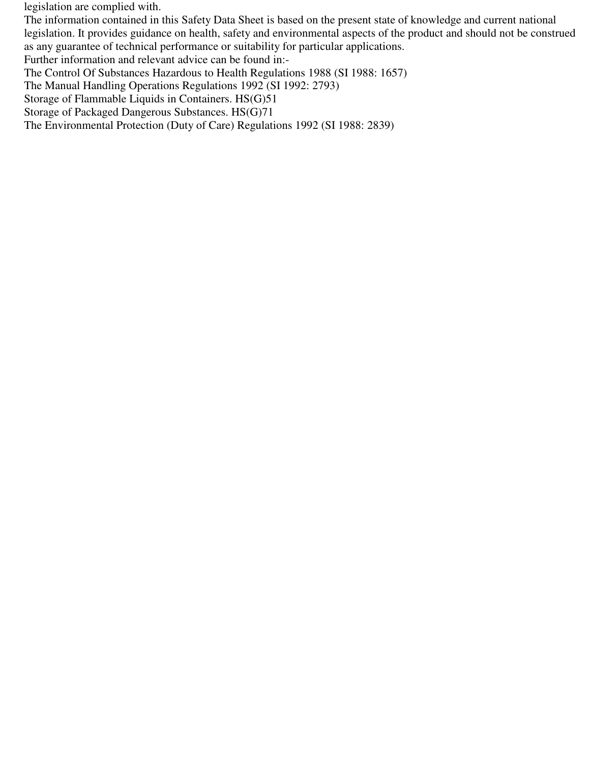legislation are complied with.

The information contained in this Safety Data Sheet is based on the present state of knowledge and current national legislation. It provides guidance on health, safety and environmental aspects of the product and should not be construed as any guarantee of technical performance or suitability for particular applications.

Further information and relevant advice can be found in:-

The Control Of Substances Hazardous to Health Regulations 1988 (SI 1988: 1657)
The Manual Handling Operations Regulations 1992 (SI 1992: 2793)
Storage of Flammable Liquids in Containers. HS(G)51
Storage of Packaged Dangerous Substances. HS(G)71
The Environmental Protection (Duty of Care) Regulations 1992 (SI 1988: 2839)